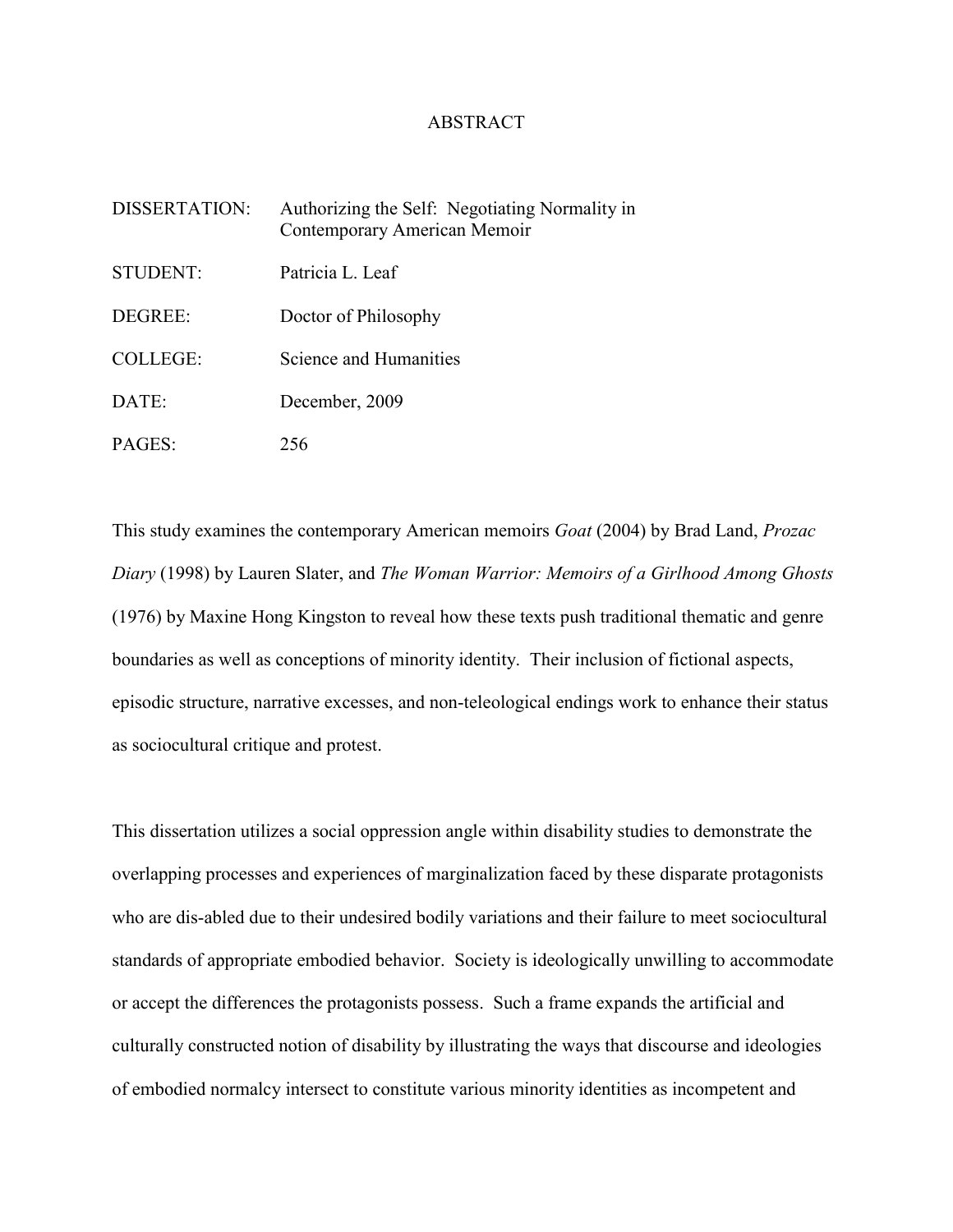# ABSTRACT

DISSERTATION: Authorizing the Self: Negotiating Normality in Contemporary American Memoir

STUDENT: Patricia L. Leaf

DEGREE: Doctor of Philosophy

COLLEGE: Science and Humanities

DATE: December, 2009

PAGES: 256

This study examines the contemporary American memoirs *Goat* (2004) by Brad Land, *Prozac Diary* (1998) by Lauren Slater, and *The Woman Warrior: Memoirs of a Girlhood Among Ghosts* (1976) by Maxine Hong Kingston to reveal how these texts push traditional thematic and genre boundaries as well as conceptions of minority identity. Their inclusion of fictional aspects, episodic structure, narrative excesses, and non-teleological endings work to enhance their status as sociocultural critique and protest.

This dissertation utilizes a social oppression angle within disability studies to demonstrate the overlapping processes and experiences of marginalization faced by these disparate protagonists who are dis-abled due to their undesired bodily variations and their failure to meet sociocultural standards of appropriate embodied behavior. Society is ideologically unwilling to accommodate or accept the differences the protagonists possess. Such a frame expands the artificial and culturally constructed notion of disability by illustrating the ways that discourse and ideologies of embodied normalcy intersect to constitute various minority identities as incompetent and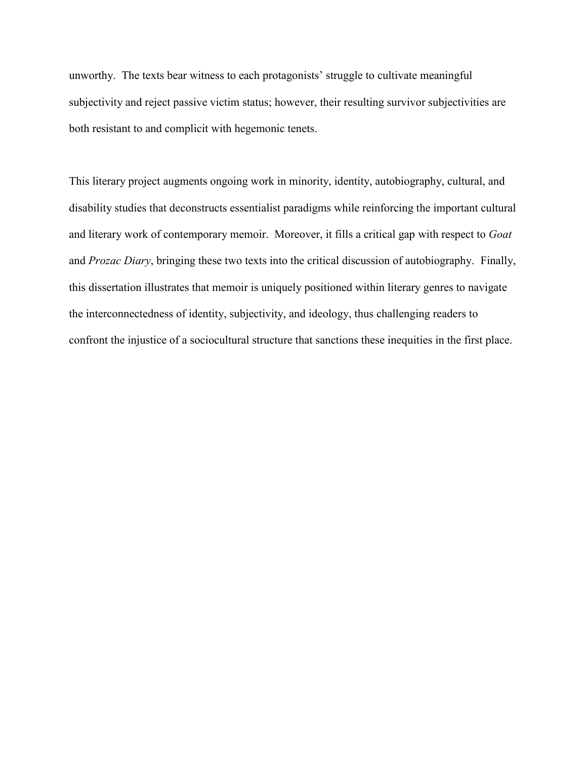unworthy. The texts bear witness to each protagonists' struggle to cultivate meaningful subjectivity and reject passive victim status; however, their resulting survivor subjectivities are both resistant to and complicit with hegemonic tenets.

This literary project augments ongoing work in minority, identity, autobiography, cultural, and disability studies that deconstructs essentialist paradigms while reinforcing the important cultural and literary work of contemporary memoir. Moreover, it fills a critical gap with respect to *Goat* and *Prozac Diary*, bringing these two texts into the critical discussion of autobiography. Finally, this dissertation illustrates that memoir is uniquely positioned within literary genres to navigate the interconnectedness of identity, subjectivity, and ideology, thus challenging readers to confront the injustice of a sociocultural structure that sanctions these inequities in the first place.